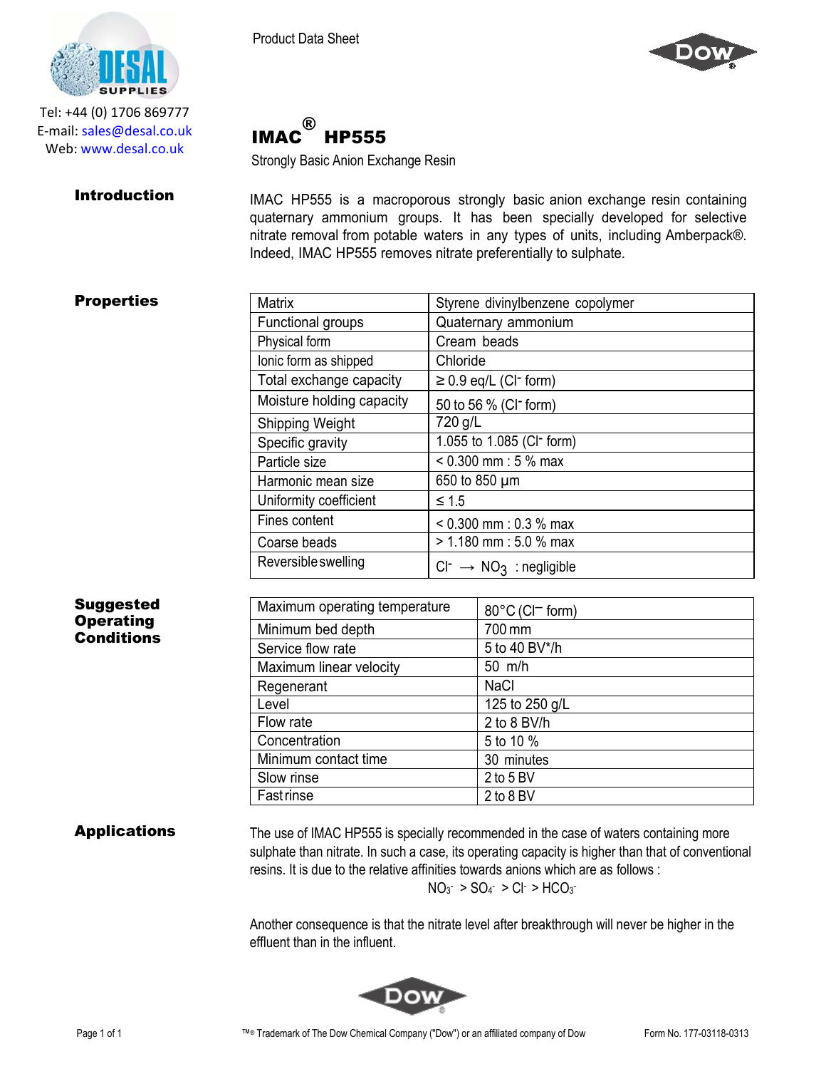Tel: +44 (0) 1706 869777
E-mail: sales@desal.co.uk
Web: www.desal.co.uk

Product Data Sheet

# IMAC® HP555

Strongly Basic Anion Exchange Resin

## Introduction

IMAC HP555 is a macroporous strongly basic anion exchange resin containing quaternary ammonium groups. It has been specially developed for selective nitrate removal from potable waters in any types of units, including Amberpack®. Indeed, IMAC HP555 removes nitrate preferentially to sulphate.

## Properties

| | |
|---|---|
| Matrix | Styrene divinylbenzene copolymer |
| Functional groups | Quaternary ammonium |
| Physical form | Cream beads |
| Ionic form as shipped | Chloride |
| Total exchange capacity | ≥ 0.9 eq/L ($Cl^-$ form) |
| Moisture holding capacity | 50 to 56 % ($Cl^-$ form) |
| Shipping Weight | 720 g/L |
| Specific gravity | 1.055 to 1.085 ($Cl^-$ form) |
| Particle size | < 0.300 mm : 5 % max |
| Harmonic mean size | 650 to 850 µm |
| Uniformity coefficient | ≤ 1.5 |
| Fines content | < 0.300 mm : 0.3 % max |
| Coarse beads | > 1.180 mm : 5.0 % max |
| Reversible swelling | $Cl^- \rightarrow NO_3$ : negligible |

## Suggested Operating Conditions

| | |
|---|---|
| Maximum operating temperature | 80°C ($Cl^-$ form) |
| Minimum bed depth | 700 mm |
| Service flow rate | 5 to 40 BV*/h |
| Maximum linear velocity | 50 m/h |
| Regenerant | NaCl |
| Level | 125 to 250 g/L |
| Flow rate | 2 to 8 BV/h |
| Concentration | 5 to 10 % |
| Minimum contact time | 30 minutes |
| Slow rinse | 2 to 5 BV |
| Fast rinse | 2 to 8 BV |

## Applications

The use of IMAC HP555 is specially recommended in the case of waters containing more sulphate than nitrate. In such a case, its operating capacity is higher than that of conventional resins. It is due to the relative affinities towards anions which are as follows :

$$NO_3^- > SO_4^- > Cl^- > HCO_3^-$$

Another consequence is that the nitrate level after breakthrough will never be higher in the effluent than in the influent.

™® Trademark of The Dow Chemical Company ("Dow") or an affiliated company of Dow

Form No. 177-03118-0313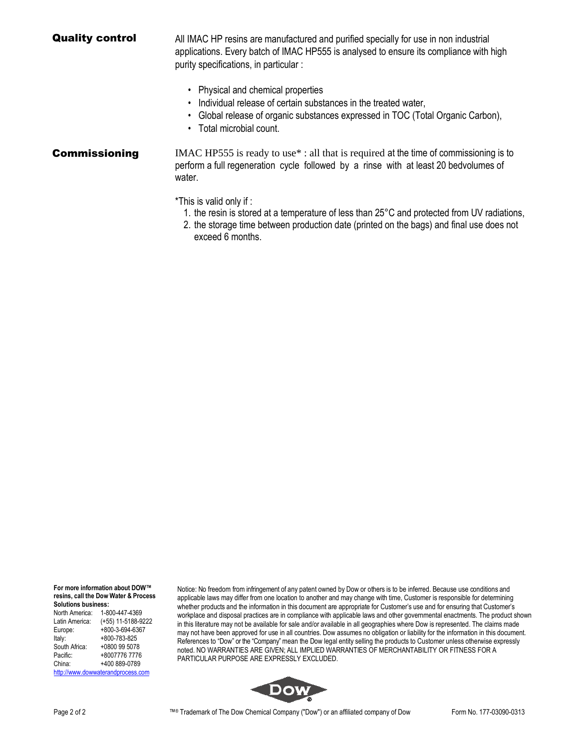## Quality control

All IMAC HP resins are manufactured and purified specially for use in non industrial applications. Every batch of IMAC HP555 is analysed to ensure its compliance with high purity specifications, in particular :

- Physical and chemical properties
- Individual release of certain substances in the treated water,
- Global release of organic substances expressed in TOC (Total Organic Carbon),
- Total microbial count.

## Commissioning

IMAC HP555 is ready to use* : all that is required at the time of commissioning is to perform a full regeneration cycle followed by a rinse with at least 20 bedvolumes of water.

*This is valid only if :

1. the resin is stored at a temperature of less than 25°C and protected from UV radiations,
2. the storage time between production date (printed on the bags) and final use does not exceed 6 months.

**For more information about DOW™ resins, call the Dow Water & Process Solutions business:**

| | |
|---|---|
| North America: | 1-800-447-4369 |
| Latin America: | (+55) 11-5188-9222 |
| Europe: | +800-3-694-6367 |
| Italy: | +800-783-825 |
| South Africa: | +0800 99 5078 |
| Pacific: | +8007776 7776 |
| China: | +400 889-0789 |

http://www.dowwaterandprocess.com

Notice: No freedom from infringement of any patent owned by Dow or others is to be inferred. Because use conditions and applicable laws may differ from one location to another and may change with time, Customer is responsible for determining whether products and the information in this document are appropriate for Customer's use and for ensuring that Customer's workplace and disposal practices are in compliance with applicable laws and other governmental enactments. The product shown in this literature may not be available for sale and/or available in all geographies where Dow is represented. The claims made may not have been approved for use in all countries. Dow assumes no obligation or liability for the information in this document. References to "Dow" or the "Company" mean the Dow legal entity selling the products to Customer unless otherwise expressly noted. NO WARRANTIES ARE GIVEN; ALL IMPLIED WARRANTIES OF MERCHANTABILITY OR FITNESS FOR A PARTICULAR PURPOSE ARE EXPRESSLY EXCLUDED.

™® Trademark of The Dow Chemical Company ("Dow") or an affiliated company of Dow

Form No. 177-03090-0313